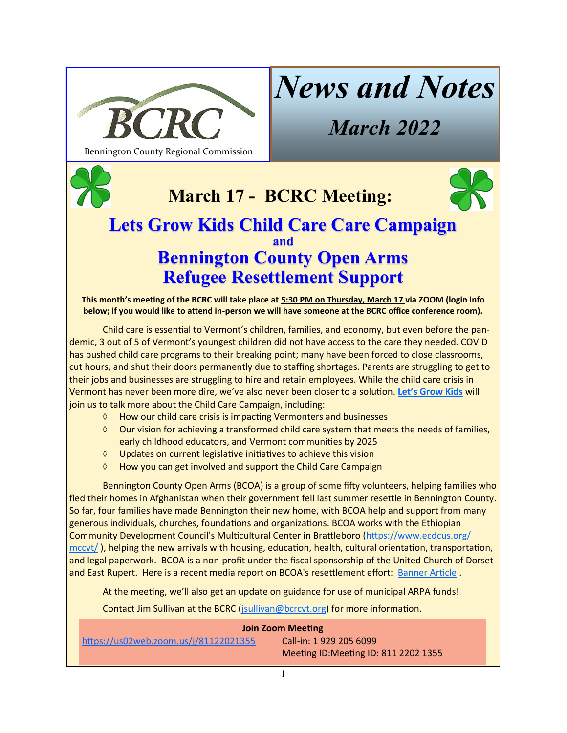BCRC

Bennington County Regional Commission

# News and Notes

## March 2022

## March 17 - BCRC Meeting:

## Lets Grow Kids Child Care Care Campaign

**and**

## Bennington County Open Arms Refugee Resettlement Support

**This month's meeting of the BCRC will take place at 5:30 PM on Thursday, March 17 via ZOOM (login info below; if you would like to attend in-person we will have someone at the BCRC office conference room).**

Child care is essential to Vermont's children, families, and economy, but even before the pandemic, 3 out of 5 of Vermont's youngest children did not have access to the care they needed. COVID has pushed child care programs to their breaking point; many have been forced to close classrooms, cut hours, and shut their doors permanently due to staffing shortages. Parents are struggling to get to their jobs and businesses are struggling to hire and retain employees. While the child care crisis in Vermont has never been more dire, we've also never been closer to a solution. **Let's Grow Kids** will join us to talk more about the Child Care Campaign, including:

- How our child care crisis is impacting Vermonters and businesses
- Our vision for achieving a transformed child care system that meets the needs of families, early childhood educators, and Vermont communities by 2025
- Updates on current legislative initiatives to achieve this vision
- How you can get involved and support the Child Care Campaign

Bennington County Open Arms (BCOA) is a group of some fifty volunteers, helping families who fled their homes in Afghanistan when their government fell last summer resettle in Bennington County. So far, four families have made Bennington their new home, with BCOA help and support from many generous individuals, churches, foundations and organizations. BCOA works with the Ethiopian Community Development Council's Multicultural Center in Brattleboro (https://www.ecdcus.org/mccvt/ ), helping the new arrivals with housing, education, health, cultural orientation, transportation, and legal paperwork. BCOA is a non-profit under the fiscal sponsorship of the United Church of Dorset and East Rupert. Here is a recent media report on BCOA's resettlement effort: Banner Article .

At the meeting, we'll also get an update on guidance for use of municipal ARPA funds!

Contact Jim Sullivan at the BCRC (jsullivan@bcrcvt.org) for more information.

**Join Zoom Meeting**

https://us02web.zoom.us/j/81122021355

Call-in: 1 929 205 6099

Meeting ID:Meeting ID: 811 2202 1355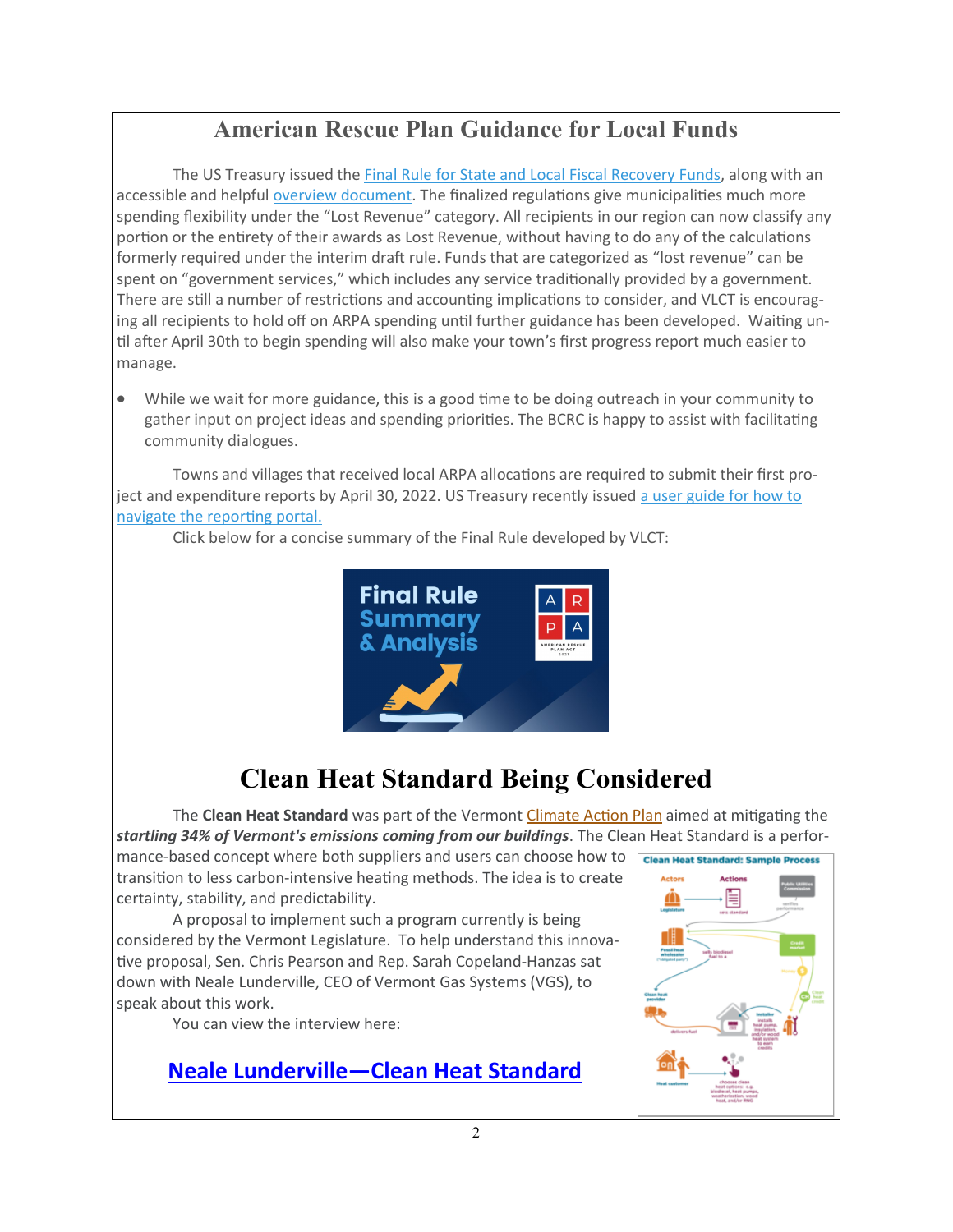## American Rescue Plan Guidance for Local Funds

The US Treasury issued the Final Rule for State and Local Fiscal Recovery Funds, along with an accessible and helpful overview document. The finalized regulations give municipalities much more spending flexibility under the "Lost Revenue" category. All recipients in our region can now classify any portion or the entirety of their awards as Lost Revenue, without having to do any of the calculations formerly required under the interim draft rule. Funds that are categorized as "lost revenue" can be spent on "government services," which includes any service traditionally provided by a government. There are still a number of restrictions and accounting implications to consider, and VLCT is encouraging all recipients to hold off on ARPA spending until further guidance has been developed. Waiting until after April 30th to begin spending will also make your town's first progress report much easier to manage.

- While we wait for more guidance, this is a good time to be doing outreach in your community to gather input on project ideas and spending priorities. The BCRC is happy to assist with facilitating community dialogues.

Towns and villages that received local ARPA allocations are required to submit their first project and expenditure reports by April 30, 2022. US Treasury recently issued a user guide for how to navigate the reporting portal.

Click below for a concise summary of the Final Rule developed by VLCT:

Final Rule Summary & Analysis

## Clean Heat Standard Being Considered

The **Clean Heat Standard** was part of the Vermont Climate Action Plan aimed at mitigating the ***startling 34% of Vermont's emissions coming from our buildings***. The Clean Heat Standard is a performance-based concept where both suppliers and users can choose how to transition to less carbon-intensive heating methods. The idea is to create certainty, stability, and predictability.

A proposal to implement such a program currently is being considered by the Vermont Legislature. To help understand this innovative proposal, Sen. Chris Pearson and Rep. Sarah Copeland-Hanzas sat down with Neale Lunderville, CEO of Vermont Gas Systems (VGS), to speak about this work.

You can view the interview here:

**Neale Lunderville—Clean Heat Standard**

Clean Heat Standard: Sample Process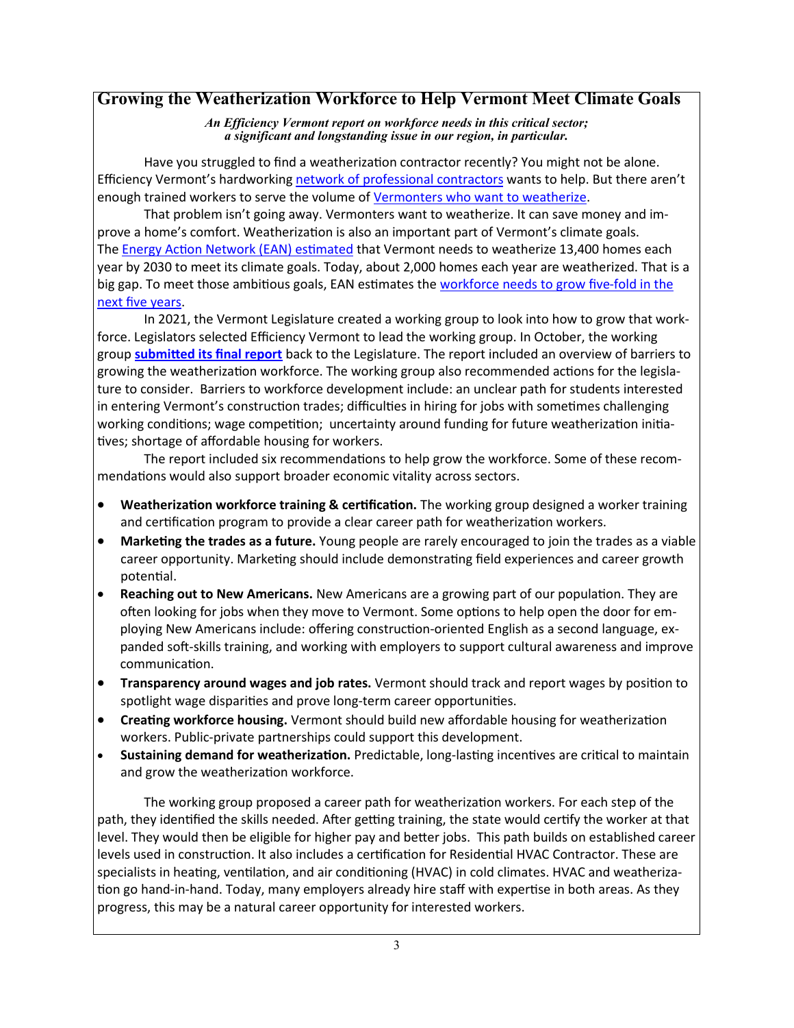## Growing the Weatherization Workforce to Help Vermont Meet Climate Goals

***An Efficiency Vermont report on workforce needs in this critical sector; a significant and longstanding issue in our region, in particular.***

Have you struggled to find a weatherization contractor recently? You might not be alone. Efficiency Vermont's hardworking network of professional contractors wants to help. But there aren't enough trained workers to serve the volume of Vermonters who want to weatherize.

That problem isn't going away. Vermonters want to weatherize. It can save money and improve a home's comfort. Weatherization is also an important part of Vermont's climate goals. The Energy Action Network (EAN) estimated that Vermont needs to weatherize 13,400 homes each year by 2030 to meet its climate goals. Today, about 2,000 homes each year are weatherized. That is a big gap. To meet those ambitious goals, EAN estimates the workforce needs to grow five-fold in the next five years.

In 2021, the Vermont Legislature created a working group to look into how to grow that workforce. Legislators selected Efficiency Vermont to lead the working group. In October, the working group **submitted its final report** back to the Legislature. The report included an overview of barriers to growing the weatherization workforce. The working group also recommended actions for the legislature to consider. Barriers to workforce development include: an unclear path for students interested in entering Vermont's construction trades; difficulties in hiring for jobs with sometimes challenging working conditions; wage competition; uncertainty around funding for future weatherization initiatives; shortage of affordable housing for workers.

The report included six recommendations to help grow the workforce. Some of these recommendations would also support broader economic vitality across sectors.

- **Weatherization workforce training & certification.** The working group designed a worker training and certification program to provide a clear career path for weatherization workers.
- **Marketing the trades as a future.** Young people are rarely encouraged to join the trades as a viable career opportunity. Marketing should include demonstrating field experiences and career growth potential.
- **Reaching out to New Americans.** New Americans are a growing part of our population. They are often looking for jobs when they move to Vermont. Some options to help open the door for employing New Americans include: offering construction-oriented English as a second language, expanded soft-skills training, and working with employers to support cultural awareness and improve communication.
- **Transparency around wages and job rates.** Vermont should track and report wages by position to spotlight wage disparities and prove long-term career opportunities.
- **Creating workforce housing.** Vermont should build new affordable housing for weatherization workers. Public-private partnerships could support this development.
- **Sustaining demand for weatherization.** Predictable, long-lasting incentives are critical to maintain and grow the weatherization workforce.

The working group proposed a career path for weatherization workers. For each step of the path, they identified the skills needed. After getting training, the state would certify the worker at that level. They would then be eligible for higher pay and better jobs. This path builds on established career levels used in construction. It also includes a certification for Residential HVAC Contractor. These are specialists in heating, ventilation, and air conditioning (HVAC) in cold climates. HVAC and weatherization go hand-in-hand. Today, many employers already hire staff with expertise in both areas. As they progress, this may be a natural career opportunity for interested workers.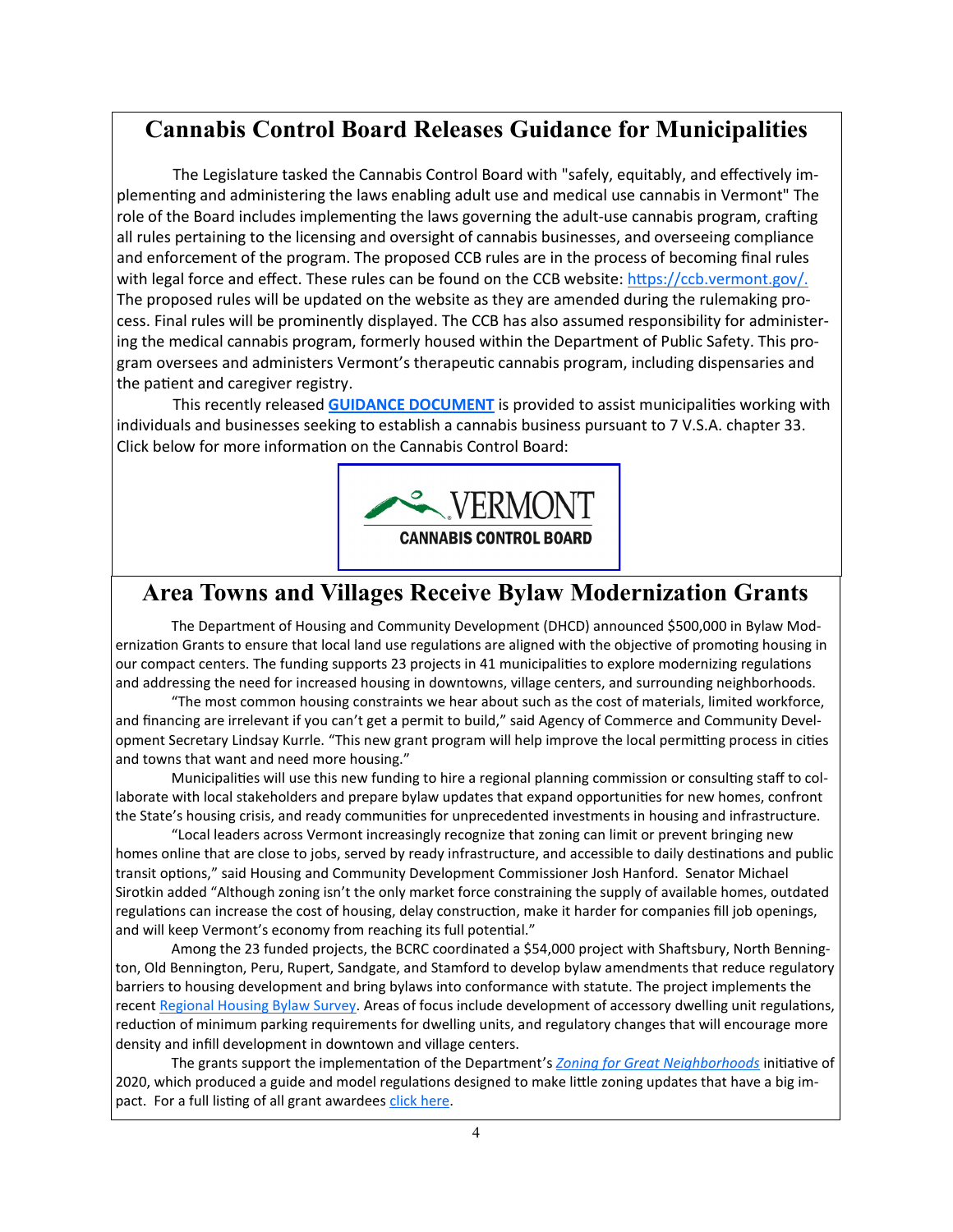## Cannabis Control Board Releases Guidance for Municipalities

The Legislature tasked the Cannabis Control Board with "safely, equitably, and effectively implementing and administering the laws enabling adult use and medical use cannabis in Vermont" The role of the Board includes implementing the laws governing the adult-use cannabis program, crafting all rules pertaining to the licensing and oversight of cannabis businesses, and overseeing compliance and enforcement of the program. The proposed CCB rules are in the process of becoming final rules with legal force and effect. These rules can be found on the CCB website: https://ccb.vermont.gov/. The proposed rules will be updated on the website as they are amended during the rulemaking process. Final rules will be prominently displayed. The CCB has also assumed responsibility for administering the medical cannabis program, formerly housed within the Department of Public Safety. This program oversees and administers Vermont's therapeutic cannabis program, including dispensaries and the patient and caregiver registry.

This recently released **GUIDANCE DOCUMENT** is provided to assist municipalities working with individuals and businesses seeking to establish a cannabis business pursuant to 7 V.S.A. chapter 33. Click below for more information on the Cannabis Control Board:

VERMONT
CANNABIS CONTROL BOARD

## Area Towns and Villages Receive Bylaw Modernization Grants

The Department of Housing and Community Development (DHCD) announced $500,000 in Bylaw Modernization Grants to ensure that local land use regulations are aligned with the objective of promoting housing in our compact centers. The funding supports 23 projects in 41 municipalities to explore modernizing regulations and addressing the need for increased housing in downtowns, village centers, and surrounding neighborhoods.

"The most common housing constraints we hear about such as the cost of materials, limited workforce, and financing are irrelevant if you can't get a permit to build," said Agency of Commerce and Community Development Secretary Lindsay Kurrle. "This new grant program will help improve the local permitting process in cities and towns that want and need more housing."

Municipalities will use this new funding to hire a regional planning commission or consulting staff to collaborate with local stakeholders and prepare bylaw updates that expand opportunities for new homes, confront the State's housing crisis, and ready communities for unprecedented investments in housing and infrastructure.

"Local leaders across Vermont increasingly recognize that zoning can limit or prevent bringing new homes online that are close to jobs, served by ready infrastructure, and accessible to daily destinations and public transit options," said Housing and Community Development Commissioner Josh Hanford. Senator Michael Sirotkin added "Although zoning isn't the only market force constraining the supply of available homes, outdated regulations can increase the cost of housing, delay construction, make it harder for companies fill job openings, and will keep Vermont's economy from reaching its full potential."

Among the 23 funded projects, the BCRC coordinated a $54,000 project with Shaftsbury, North Bennington, Old Bennington, Peru, Rupert, Sandgate, and Stamford to develop bylaw amendments that reduce regulatory barriers to housing development and bring bylaws into conformance with statute. The project implements the recent Regional Housing Bylaw Survey. Areas of focus include development of accessory dwelling unit regulations, reduction of minimum parking requirements for dwelling units, and regulatory changes that will encourage more density and infill development in downtown and village centers.

The grants support the implementation of the Department's *Zoning for Great Neighborhoods* initiative of 2020, which produced a guide and model regulations designed to make little zoning updates that have a big impact. For a full listing of all grant awardees click here.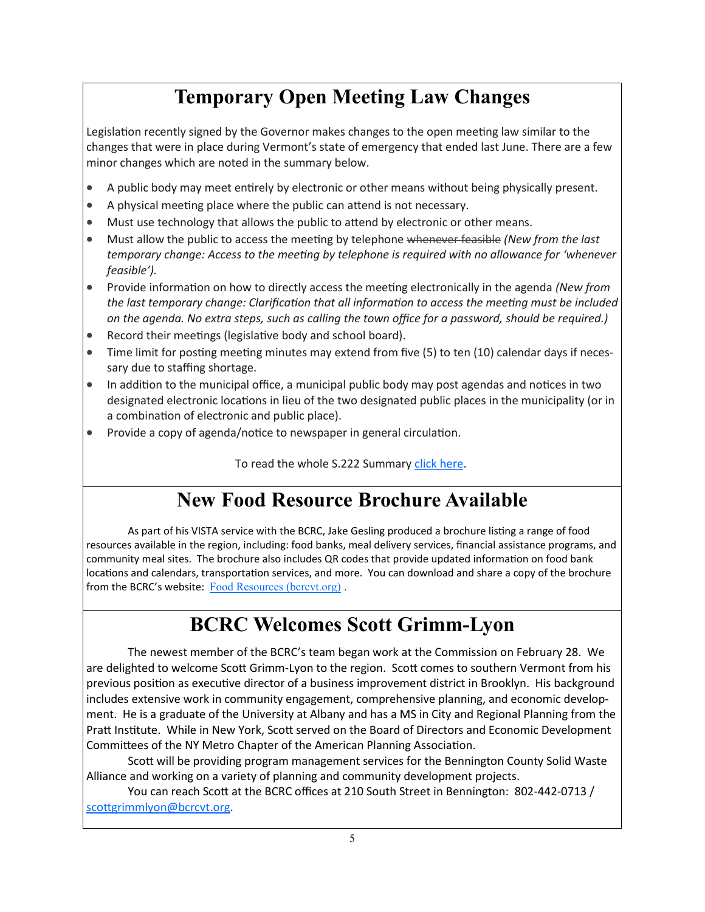# Temporary Open Meeting Law Changes

Legislation recently signed by the Governor makes changes to the open meeting law similar to the changes that were in place during Vermont's state of emergency that ended last June. There are a few minor changes which are noted in the summary below.

- A public body may meet entirely by electronic or other means without being physically present.
- A physical meeting place where the public can attend is not necessary.
- Must use technology that allows the public to attend by electronic or other means.
- Must allow the public to access the meeting by telephone ~~whenever feasible~~ *(New from the last temporary change: Access to the meeting by telephone is required with no allowance for 'whenever feasible').*
- Provide information on how to directly access the meeting electronically in the agenda *(New from the last temporary change: Clarification that all information to access the meeting must be included on the agenda. No extra steps, such as calling the town office for a password, should be required.)*
- Record their meetings (legislative body and school board).
- Time limit for posting meeting minutes may extend from five (5) to ten (10) calendar days if necessary due to staffing shortage.
- In addition to the municipal office, a municipal public body may post agendas and notices in two designated electronic locations in lieu of the two designated public places in the municipality (or in a combination of electronic and public place).
- Provide a copy of agenda/notice to newspaper in general circulation.

To read the whole S.222 Summary [click here](#).

# New Food Resource Brochure Available

As part of his VISTA service with the BCRC, Jake Gesling produced a brochure listing a range of food resources available in the region, including: food banks, meal delivery services, financial assistance programs, and community meal sites. The brochure also includes QR codes that provide updated information on food bank locations and calendars, transportation services, and more. You can download and share a copy of the brochure from the BCRC's website: [Food Resources (bcrcvt.org)](#) .

# BCRC Welcomes Scott Grimm-Lyon

The newest member of the BCRC's team began work at the Commission on February 28. We are delighted to welcome Scott Grimm-Lyon to the region. Scott comes to southern Vermont from his previous position as executive director of a business improvement district in Brooklyn. His background includes extensive work in community engagement, comprehensive planning, and economic development. He is a graduate of the University at Albany and has a MS in City and Regional Planning from the Pratt Institute. While in New York, Scott served on the Board of Directors and Economic Development Committees of the NY Metro Chapter of the American Planning Association.

Scott will be providing program management services for the Bennington County Solid Waste Alliance and working on a variety of planning and community development projects.

You can reach Scott at the BCRC offices at 210 South Street in Bennington: 802-442-0713 / [scottgrimmlyon@bcrcvt.org](mailto:scottgrimmlyon@bcrcvt.org).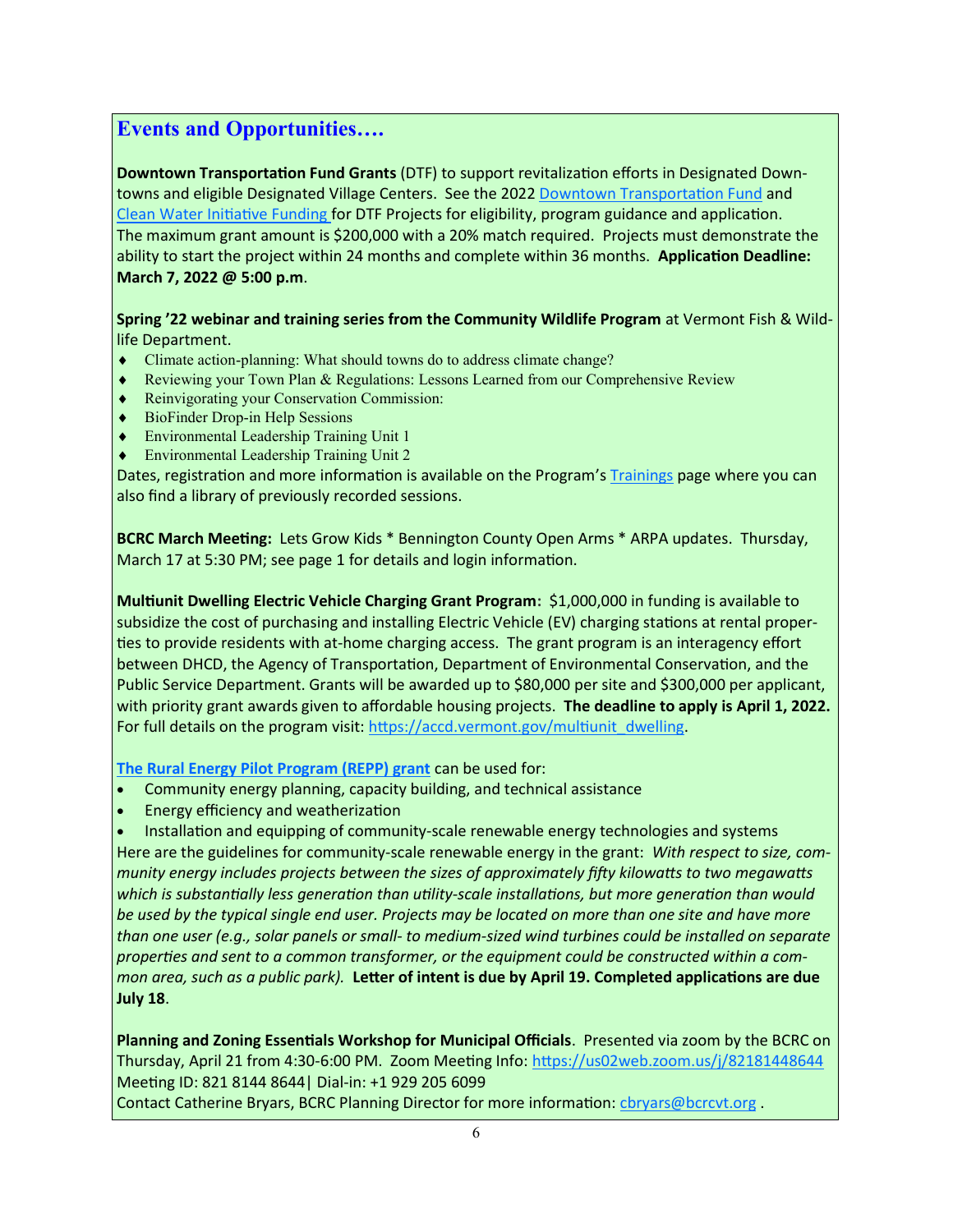## Events and Opportunities….

**Downtown Transportation Fund Grants** (DTF) to support revitalization efforts in Designated Downtowns and eligible Designated Village Centers. See the 2022 Downtown Transportation Fund and Clean Water Initiative Funding for DTF Projects for eligibility, program guidance and application. The maximum grant amount is $200,000 with a 20% match required. Projects must demonstrate the ability to start the project within 24 months and complete within 36 months. **Application Deadline: March 7, 2022 @ 5:00 p.m**.

**Spring '22 webinar and training series from the Community Wildlife Program** at Vermont Fish & Wildlife Department.

- Climate action-planning: What should towns do to address climate change?
- Reviewing your Town Plan & Regulations: Lessons Learned from our Comprehensive Review
- Reinvigorating your Conservation Commission:
- BioFinder Drop-in Help Sessions
- Environmental Leadership Training Unit 1
- Environmental Leadership Training Unit 2

Dates, registration and more information is available on the Program's Trainings page where you can also find a library of previously recorded sessions.

**BCRC March Meeting:** Lets Grow Kids * Bennington County Open Arms * ARPA updates. Thursday, March 17 at 5:30 PM; see page 1 for details and login information.

**Multiunit Dwelling Electric Vehicle Charging Grant Program:** $1,000,000 in funding is available to subsidize the cost of purchasing and installing Electric Vehicle (EV) charging stations at rental properties to provide residents with at-home charging access. The grant program is an interagency effort between DHCD, the Agency of Transportation, Department of Environmental Conservation, and the Public Service Department. Grants will be awarded up to $80,000 per site and $300,000 per applicant, with priority grant awards given to affordable housing projects. **The deadline to apply is April 1, 2022.** For full details on the program visit: https://accd.vermont.gov/multiunit_dwelling.

**The Rural Energy Pilot Program (REPP) grant** can be used for:

- Community energy planning, capacity building, and technical assistance
- Energy efficiency and weatherization
- Installation and equipping of community-scale renewable energy technologies and systems

Here are the guidelines for community-scale renewable energy in the grant: *With respect to size, community energy includes projects between the sizes of approximately fifty kilowatts to two megawatts which is substantially less generation than utility-scale installations, but more generation than would be used by the typical single end user. Projects may be located on more than one site and have more than one user (e.g., solar panels or small- to medium-sized wind turbines could be installed on separate properties and sent to a common transformer, or the equipment could be constructed within a common area, such as a public park).* **Letter of intent is due by April 19. Completed applications are due July 18**.

**Planning and Zoning Essentials Workshop for Municipal Officials**. Presented via zoom by the BCRC on Thursday, April 21 from 4:30-6:00 PM. Zoom Meeting Info: https://us02web.zoom.us/j/82181448644
Meeting ID: 821 8144 8644| Dial-in: +1 929 205 6099
Contact Catherine Bryars, BCRC Planning Director for more information: cbryars@bcrcvt.org .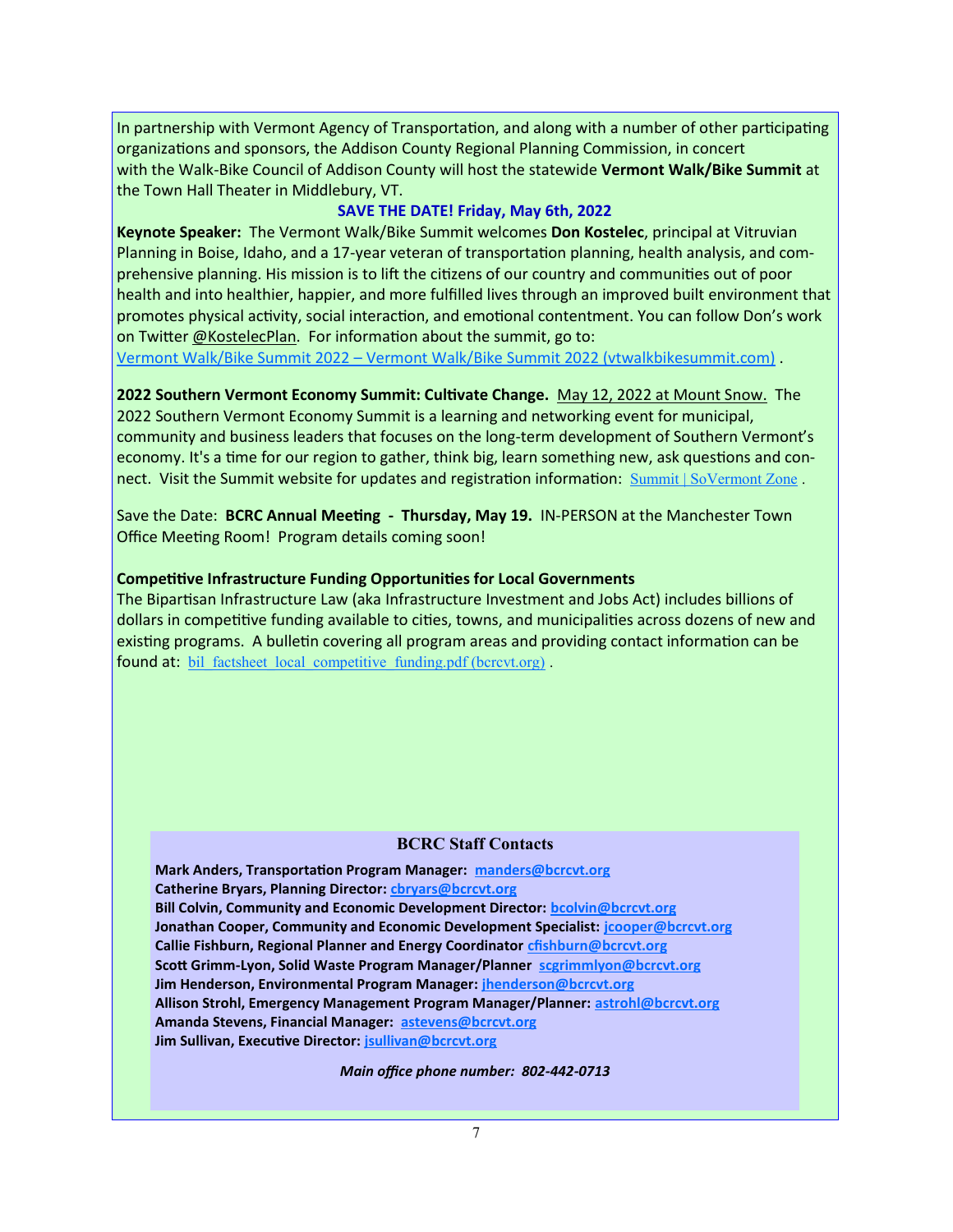In partnership with Vermont Agency of Transportation, and along with a number of other participating organizations and sponsors, the Addison County Regional Planning Commission, in concert with the Walk-Bike Council of Addison County will host the statewide **Vermont Walk/Bike Summit** at the Town Hall Theater in Middlebury, VT.

**SAVE THE DATE! Friday, May 6th, 2022**

**Keynote Speaker:** The Vermont Walk/Bike Summit welcomes **Don Kostelec**, principal at Vitruvian Planning in Boise, Idaho, and a 17-year veteran of transportation planning, health analysis, and comprehensive planning. His mission is to lift the citizens of our country and communities out of poor health and into healthier, happier, and more fulfilled lives through an improved built environment that promotes physical activity, social interaction, and emotional contentment. You can follow Don's work on Twitter @KostelecPlan. For information about the summit, go to: Vermont Walk/Bike Summit 2022 – Vermont Walk/Bike Summit 2022 (vtwalkbikesummit.com) .

**2022 Southern Vermont Economy Summit: Cultivate Change.** May 12, 2022 at Mount Snow. The 2022 Southern Vermont Economy Summit is a learning and networking event for municipal, community and business leaders that focuses on the long-term development of Southern Vermont's economy. It's a time for our region to gather, think big, learn something new, ask questions and connect. Visit the Summit website for updates and registration information: Summit | SoVermont Zone .

Save the Date: **BCRC Annual Meeting - Thursday, May 19.** IN-PERSON at the Manchester Town Office Meeting Room! Program details coming soon!

**Competitive Infrastructure Funding Opportunities for Local Governments**

The Bipartisan Infrastructure Law (aka Infrastructure Investment and Jobs Act) includes billions of dollars in competitive funding available to cities, towns, and municipalities across dozens of new and existing programs. A bulletin covering all program areas and providing contact information can be found at: bil_factsheet_local_competitive_funding.pdf (bcrcvt.org) .

## BCRC Staff Contacts

**Mark Anders, Transportation Program Manager:** manders@bcrcvt.org
**Catherine Bryars, Planning Director:** cbryars@bcrcvt.org
**Bill Colvin, Community and Economic Development Director:** bcolvin@bcrcvt.org
**Jonathan Cooper, Community and Economic Development Specialist:** jcooper@bcrcvt.org
**Callie Fishburn, Regional Planner and Energy Coordinator** cfishburn@bcrcvt.org
**Scott Grimm-Lyon, Solid Waste Program Manager/Planner** scgrimmlyon@bcrcvt.org
**Jim Henderson, Environmental Program Manager:** jhenderson@bcrcvt.org
**Allison Strohl, Emergency Management Program Manager/Planner:** astrohl@bcrcvt.org
**Amanda Stevens, Financial Manager:** astevens@bcrcvt.org
**Jim Sullivan, Executive Director:** jsullivan@bcrcvt.org

***Main office phone number: 802-442-0713***